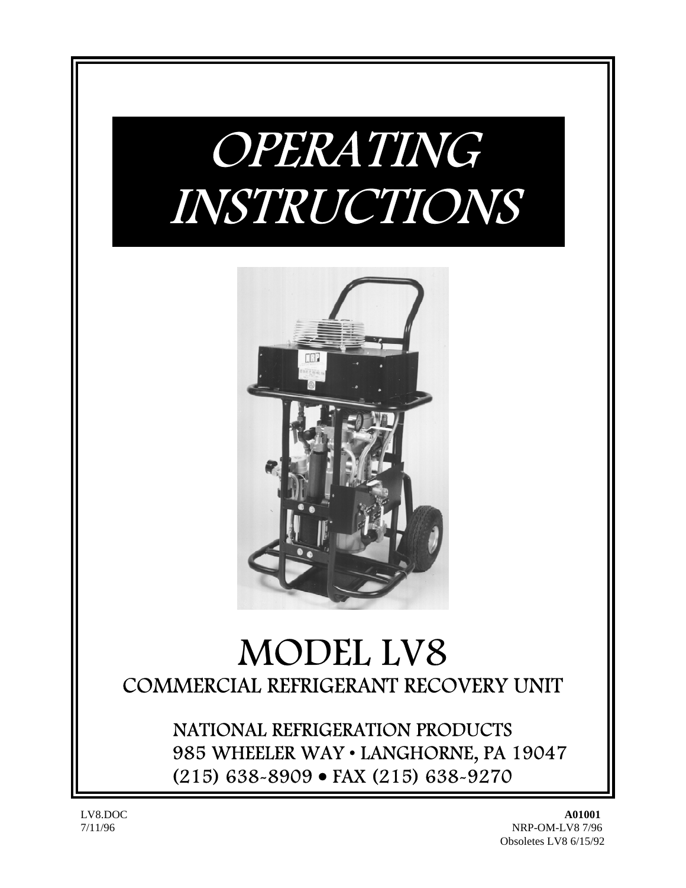# OPERATING INSTRUCTIONS

# MODEL LV8

## COMMERCIAL REFRIGERANT RECOVERY UNIT

NATIONAL REFRIGERATION PRODUCTS
985 WHEELER WAY • LANGHORNE, PA 19047
(215) 638-8909 • FAX (215) 638-9270

LV8.DOC
7/11/96

**A01001**
NRP-OM-LV8 7/96
Obsoletes LV8 6/15/92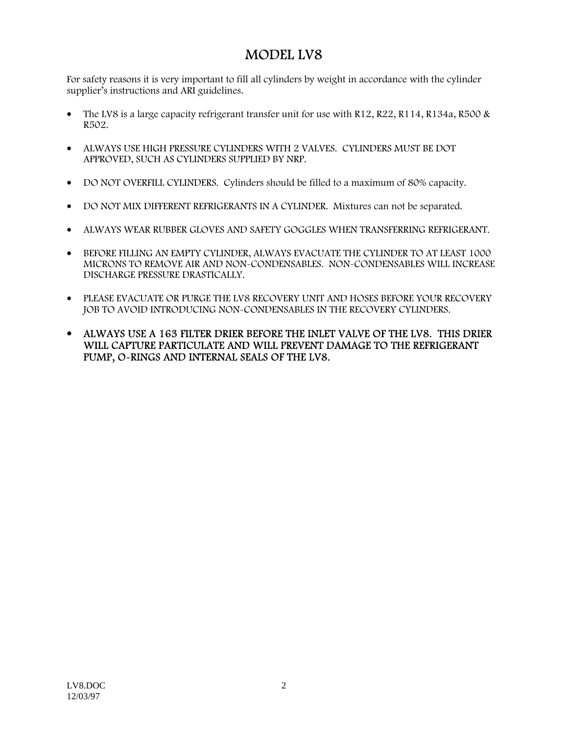# MODEL LV8

For safety reasons it is very important to fill all cylinders by weight in accordance with the cylinder supplier's instructions and ARI guidelines.

- The LV8 is a large capacity refrigerant transfer unit for use with R12, R22, R114, R134a, R500 & R502.
- ALWAYS USE HIGH PRESSURE CYLINDERS WITH 2 VALVES. CYLINDERS MUST BE DOT APPROVED, SUCH AS CYLINDERS SUPPLIED BY NRP.
- DO NOT OVERFILL CYLINDERS. Cylinders should be filled to a maximum of 80% capacity.
- DO NOT MIX DIFFERENT REFRIGERANTS IN A CYLINDER. Mixtures can not be separated.
- ALWAYS WEAR RUBBER GLOVES AND SAFETY GOGGLES WHEN TRANSFERRING REFRIGERANT.
- BEFORE FILLING AN EMPTY CYLINDER, ALWAYS EVACUATE THE CYLINDER TO AT LEAST 1000 MICRONS TO REMOVE AIR AND NON-CONDENSABLES. NON-CONDENSABLES WILL INCREASE DISCHARGE PRESSURE DRASTICALLY.
- PLEASE EVACUATE OR PURGE THE LV8 RECOVERY UNIT AND HOSES BEFORE YOUR RECOVERY JOB TO AVOID INTRODUCING NON-CONDENSABLES IN THE RECOVERY CYLINDERS.
- **ALWAYS USE A 163 FILTER DRIER BEFORE THE INLET VALVE OF THE LV8. THIS DRIER WILL CAPTURE PARTICULATE AND WILL PREVENT DAMAGE TO THE REFRIGERANT PUMP, O-RINGS AND INTERNAL SEALS OF THE LV8.**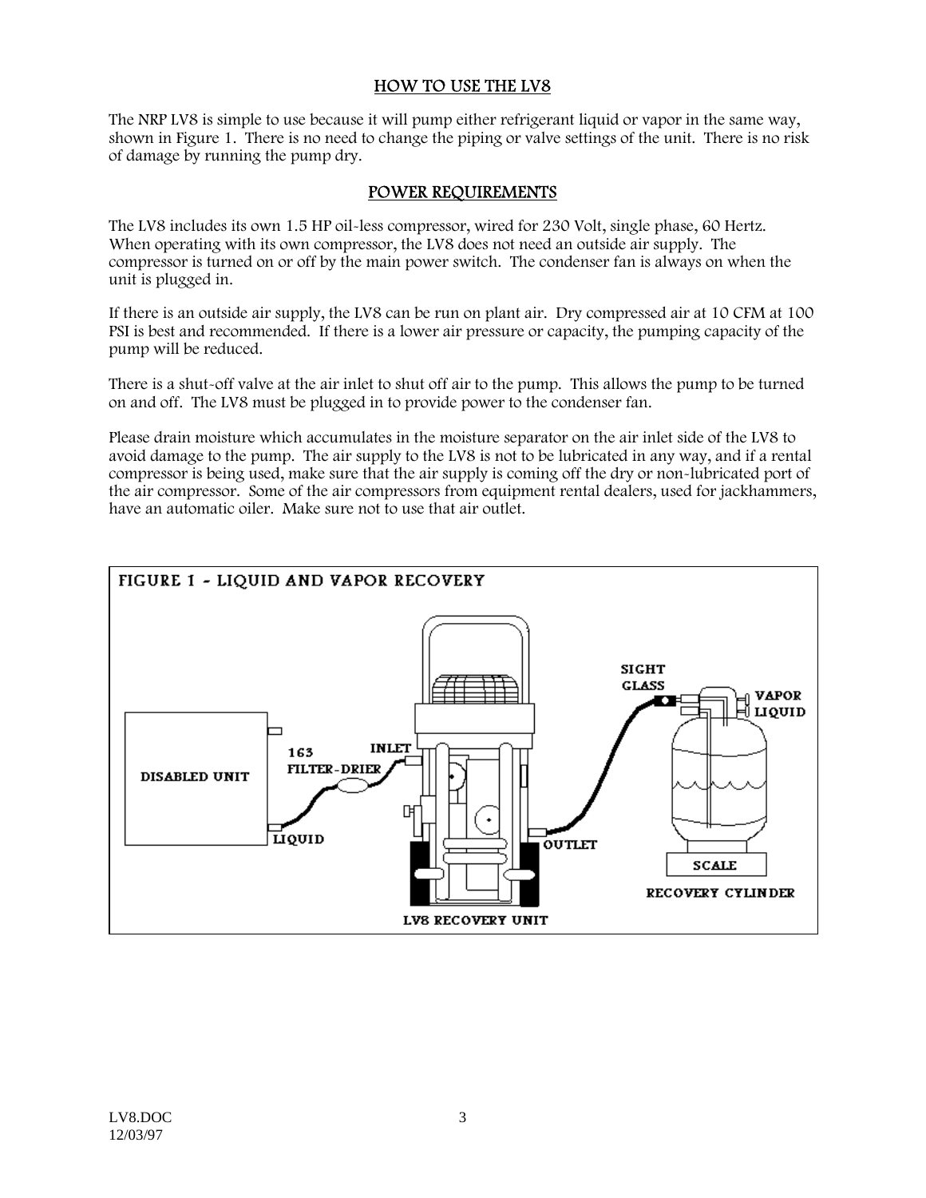## HOW TO USE THE LV8

The NRP LV8 is simple to use because it will pump either refrigerant liquid or vapor in the same way, shown in Figure 1. There is no need to change the piping or valve settings of the unit. There is no risk of damage by running the pump dry.

## POWER REQUIREMENTS

The LV8 includes its own 1.5 HP oil-less compressor, wired for 230 Volt, single phase, 60 Hertz. When operating with its own compressor, the LV8 does not need an outside air supply. The compressor is turned on or off by the main power switch. The condenser fan is always on when the unit is plugged in.

If there is an outside air supply, the LV8 can be run on plant air. Dry compressed air at 10 CFM at 100 PSI is best and recommended. If there is a lower air pressure or capacity, the pumping capacity of the pump will be reduced.

There is a shut-off valve at the air inlet to shut off air to the pump. This allows the pump to be turned on and off. The LV8 must be plugged in to provide power to the condenser fan.

Please drain moisture which accumulates in the moisture separator on the air inlet side of the LV8 to avoid damage to the pump. The air supply to the LV8 is not to be lubricated in any way, and if a rental compressor is being used, make sure that the air supply is coming off the dry or non-lubricated port of the air compressor. Some of the air compressors from equipment rental dealers, used for jackhammers, have an automatic oiler. Make sure not to use that air outlet.

FIGURE 1 - LIQUID AND VAPOR RECOVERY

DISABLED UNIT — LIQUID — 163 FILTER-DRIER — INLET — LV8 RECOVERY UNIT — OUTLET — SIGHT GLASS — VAPOR — LIQUID — SCALE — RECOVERY CYLINDER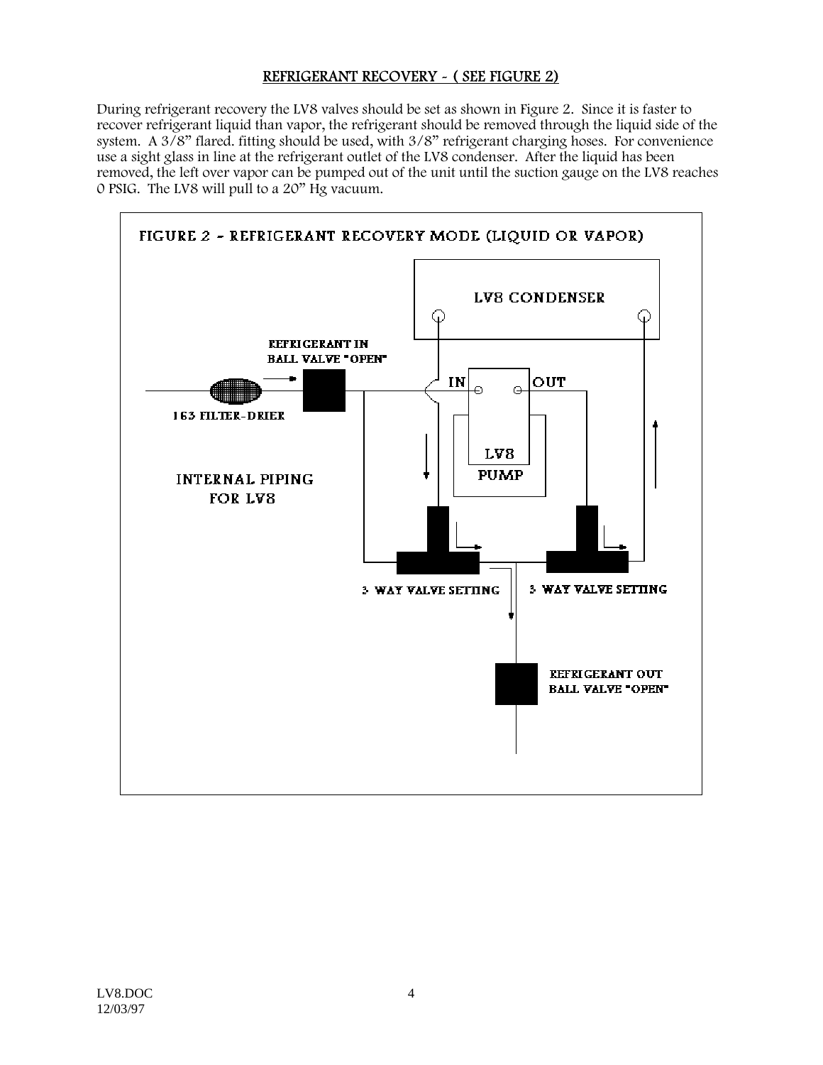## REFRIGERANT RECOVERY - ( SEE FIGURE 2)

During refrigerant recovery the LV8 valves should be set as shown in Figure 2. Since it is faster to recover refrigerant liquid than vapor, the refrigerant should be removed through the liquid side of the system. A 3/8" flared. fitting should be used, with 3/8" refrigerant charging hoses. For convenience use a sight glass in line at the refrigerant outlet of the LV8 condenser. After the liquid has been removed, the left over vapor can be pumped out of the unit until the suction gauge on the LV8 reaches 0 PSIG. The LV8 will pull to a 20" Hg vacuum.

FIGURE 2 - REFRIGERANT RECOVERY MODE (LIQUID OR VAPOR)

LV8 CONDENSER

REFRIGERANT IN
BALL VALVE "OPEN"

163 FILTER-DRIER

IN

OUT

LV8
PUMP

INTERNAL PIPING
FOR LV8

3- WAY VALVE SETTING

3- WAY VALVE SETTING

REFRIGERANT OUT
BALL VALVE "OPEN"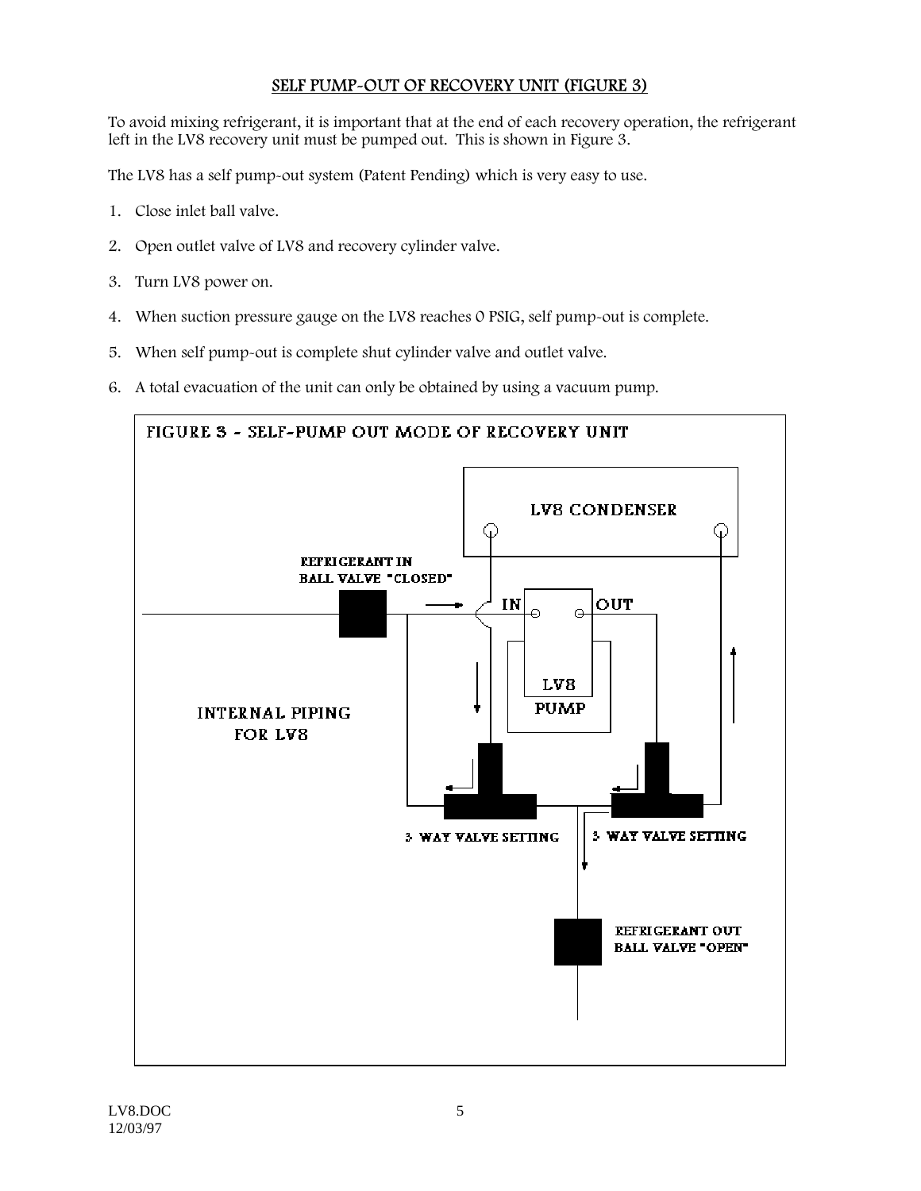## SELF PUMP-OUT OF RECOVERY UNIT (FIGURE 3)

To avoid mixing refrigerant, it is important that at the end of each recovery operation, the refrigerant left in the LV8 recovery unit must be pumped out. This is shown in Figure 3.

The LV8 has a self pump-out system (Patent Pending) which is very easy to use.

1. Close inlet ball valve.
2. Open outlet valve of LV8 and recovery cylinder valve.
3. Turn LV8 power on.
4. When suction pressure gauge on the LV8 reaches 0 PSIG, self pump-out is complete.
5. When self pump-out is complete shut cylinder valve and outlet valve.
6. A total evacuation of the unit can only be obtained by using a vacuum pump.

FIGURE 3 - SELF-PUMP OUT MODE OF RECOVERY UNIT

LV8 CONDENSER

REFRIGERANT IN BALL VALVE "CLOSED"

IN OUT

LV8 PUMP

INTERNAL PIPING FOR LV8

3- WAY VALVE SETTING

3- WAY VALVE SETTING

REFRIGERANT OUT BALL VALVE "OPEN"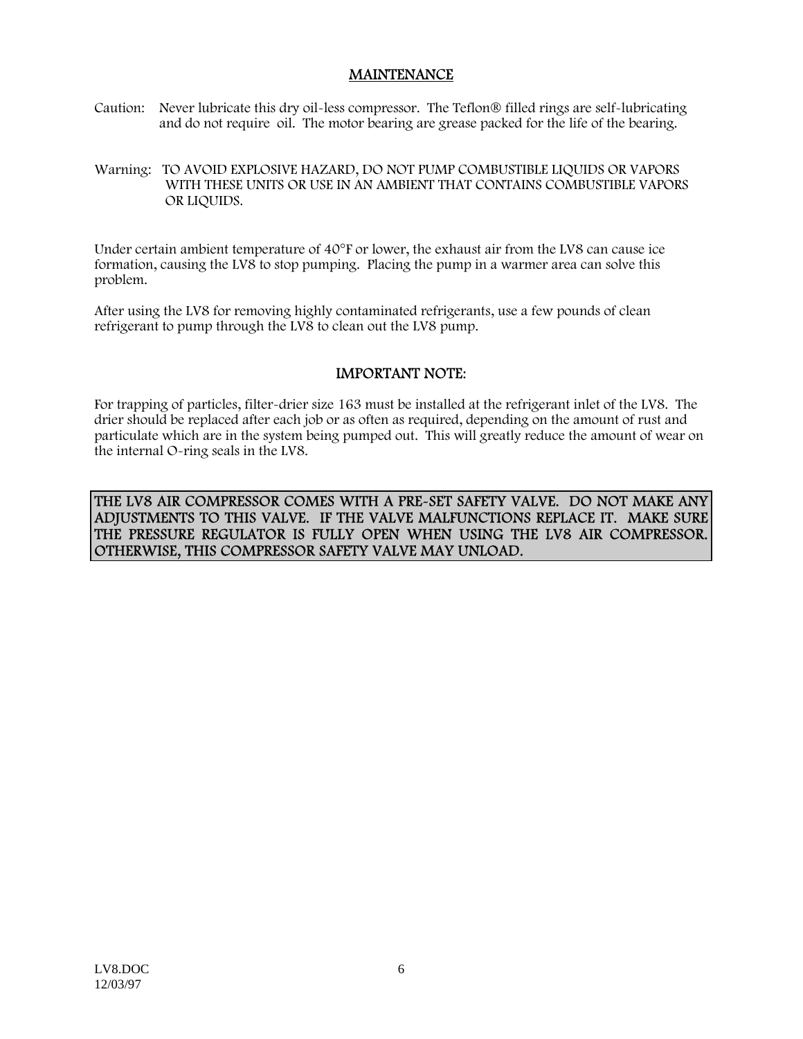# MAINTENANCE

Caution: Never lubricate this dry oil-less compressor. The Teflon® filled rings are self-lubricating and do not require oil. The motor bearing are grease packed for the life of the bearing.

Warning: TO AVOID EXPLOSIVE HAZARD, DO NOT PUMP COMBUSTIBLE LIQUIDS OR VAPORS WITH THESE UNITS OR USE IN AN AMBIENT THAT CONTAINS COMBUSTIBLE VAPORS OR LIQUIDS.

Under certain ambient temperature of 40°F or lower, the exhaust air from the LV8 can cause ice formation, causing the LV8 to stop pumping. Placing the pump in a warmer area can solve this problem.

After using the LV8 for removing highly contaminated refrigerants, use a few pounds of clean refrigerant to pump through the LV8 to clean out the LV8 pump.

## IMPORTANT NOTE:

For trapping of particles, filter-drier size 163 must be installed at the refrigerant inlet of the LV8. The drier should be replaced after each job or as often as required, depending on the amount of rust and particulate which are in the system being pumped out. This will greatly reduce the amount of wear on the internal O-ring seals in the LV8.

**THE LV8 AIR COMPRESSOR COMES WITH A PRE-SET SAFETY VALVE. DO NOT MAKE ANY ADJUSTMENTS TO THIS VALVE. IF THE VALVE MALFUNCTIONS REPLACE IT. MAKE SURE THE PRESSURE REGULATOR IS FULLY OPEN WHEN USING THE LV8 AIR COMPRESSOR. OTHERWISE, THIS COMPRESSOR SAFETY VALVE MAY UNLOAD.**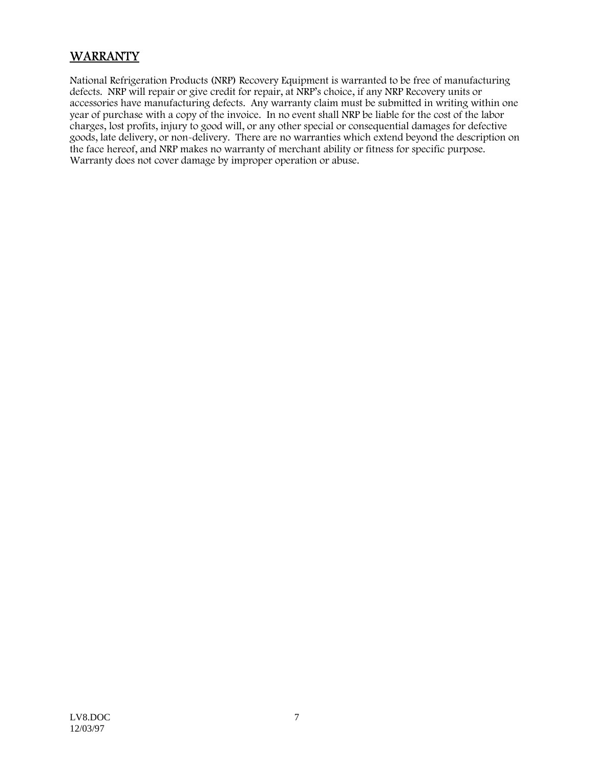## WARRANTY

National Refrigeration Products (NRP) Recovery Equipment is warranted to be free of manufacturing defects. NRP will repair or give credit for repair, at NRP's choice, if any NRP Recovery units or accessories have manufacturing defects. Any warranty claim must be submitted in writing within one year of purchase with a copy of the invoice. In no event shall NRP be liable for the cost of the labor charges, lost profits, injury to good will, or any other special or consequential damages for defective goods, late delivery, or non-delivery. There are no warranties which extend beyond the description on the face hereof, and NRP makes no warranty of merchant ability or fitness for specific purpose. Warranty does not cover damage by improper operation or abuse.